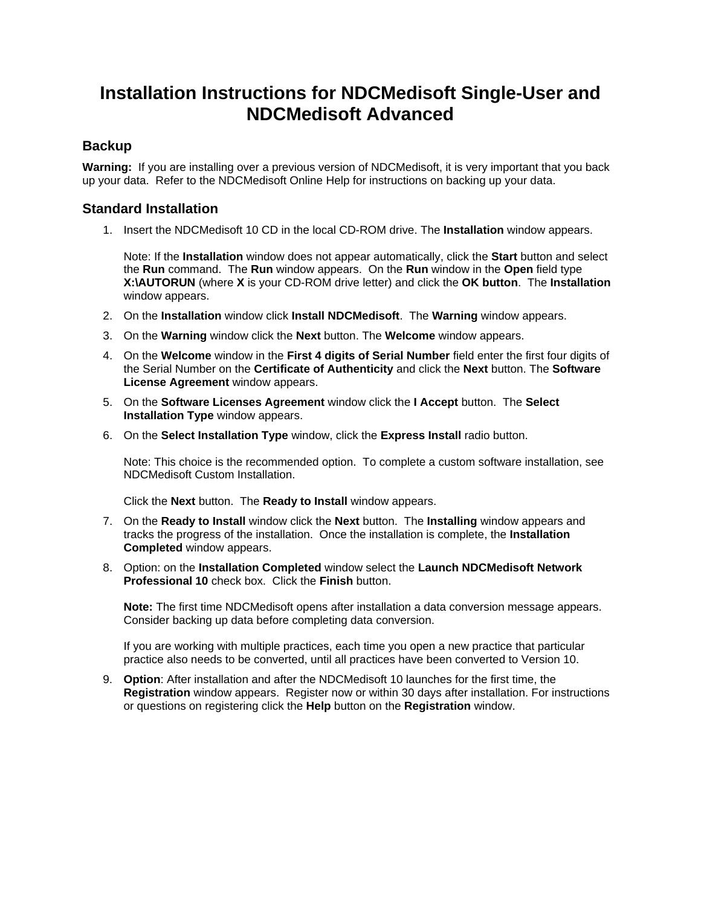# Installation Instructions for NDCMedisoft Single-User and NDCMedisoft Advanced

## Backup

**Warning:** If you are installing over a previous version of NDCMedisoft, it is very important that you back up your data. Refer to the NDCMedisoft Online Help for instructions on backing up your data.

## Standard Installation

1. Insert the NDCMedisoft 10 CD in the local CD-ROM drive. The **Installation** window appears.

   Note: If the **Installation** window does not appear automatically, click the **Start** button and select the **Run** command. The **Run** window appears. On the **Run** window in the **Open** field type **X:\AUTORUN** (where **X** is your CD-ROM drive letter) and click the **OK button**. The **Installation** window appears.

2. On the **Installation** window click **Install NDCMedisoft**. The **Warning** window appears.
3. On the **Warning** window click the **Next** button. The **Welcome** window appears.
4. On the **Welcome** window in the **First 4 digits of Serial Number** field enter the first four digits of the Serial Number on the **Certificate of Authenticity** and click the **Next** button. The **Software License Agreement** window appears.
5. On the **Software Licenses Agreement** window click the **I Accept** button. The **Select Installation Type** window appears.
6. On the **Select Installation Type** window, click the **Express Install** radio button.

   Note: This choice is the recommended option. To complete a custom software installation, see NDCMedisoft Custom Installation.

   Click the **Next** button. The **Ready to Install** window appears.

7. On the **Ready to Install** window click the **Next** button. The **Installing** window appears and tracks the progress of the installation. Once the installation is complete, the **Installation Completed** window appears.
8. Option: on the **Installation Completed** window select the **Launch NDCMedisoft Network Professional 10** check box. Click the **Finish** button.

   **Note:** The first time NDCMedisoft opens after installation a data conversion message appears. Consider backing up data before completing data conversion.

   If you are working with multiple practices, each time you open a new practice that particular practice also needs to be converted, until all practices have been converted to Version 10.

9. **Option**: After installation and after the NDCMedisoft 10 launches for the first time, the **Registration** window appears. Register now or within 30 days after installation. For instructions or questions on registering click the **Help** button on the **Registration** window.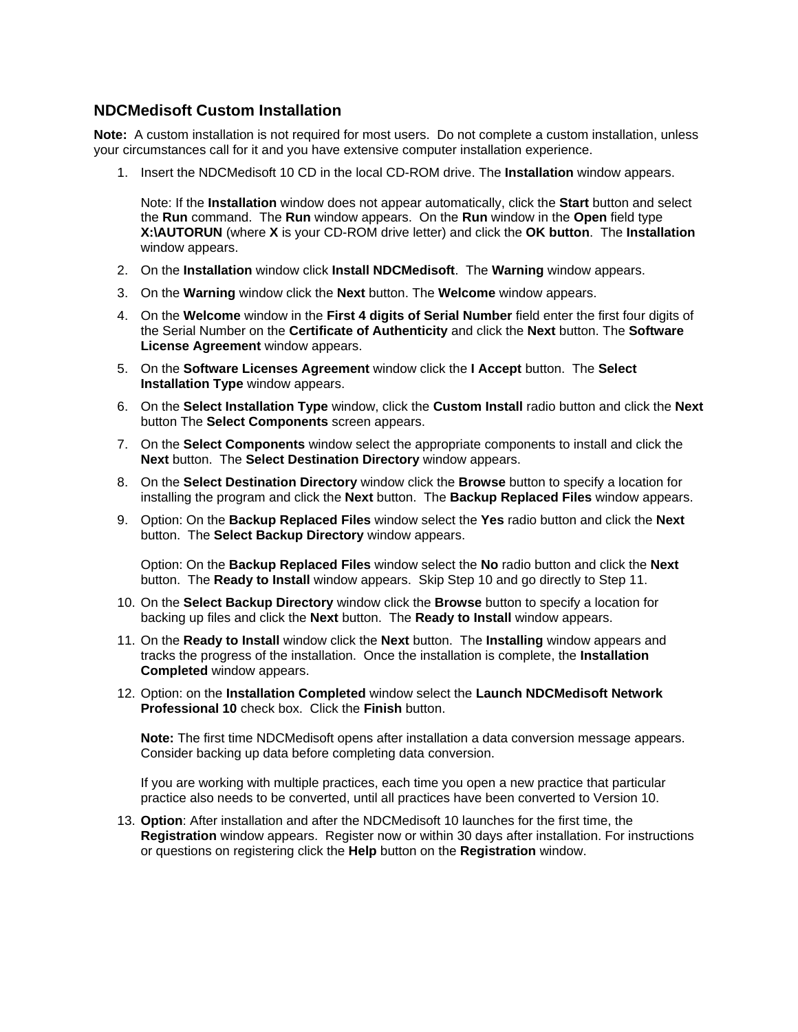## NDCMedisoft Custom Installation

**Note:** A custom installation is not required for most users. Do not complete a custom installation, unless your circumstances call for it and you have extensive computer installation experience.

1. Insert the NDCMedisoft 10 CD in the local CD-ROM drive. The **Installation** window appears.

   Note: If the **Installation** window does not appear automatically, click the **Start** button and select the **Run** command. The **Run** window appears. On the **Run** window in the **Open** field type **X:\AUTORUN** (where **X** is your CD-ROM drive letter) and click the **OK button**. The **Installation** window appears.

2. On the **Installation** window click **Install NDCMedisoft**. The **Warning** window appears.
3. On the **Warning** window click the **Next** button. The **Welcome** window appears.
4. On the **Welcome** window in the **First 4 digits of Serial Number** field enter the first four digits of the Serial Number on the **Certificate of Authenticity** and click the **Next** button. The **Software License Agreement** window appears.
5. On the **Software Licenses Agreement** window click the **I Accept** button. The **Select Installation Type** window appears.
6. On the **Select Installation Type** window, click the **Custom Install** radio button and click the **Next** button The **Select Components** screen appears.
7. On the **Select Components** window select the appropriate components to install and click the **Next** button. The **Select Destination Directory** window appears.
8. On the **Select Destination Directory** window click the **Browse** button to specify a location for installing the program and click the **Next** button. The **Backup Replaced Files** window appears.
9. Option: On the **Backup Replaced Files** window select the **Yes** radio button and click the **Next** button. The **Select Backup Directory** window appears.

   Option: On the **Backup Replaced Files** window select the **No** radio button and click the **Next** button. The **Ready to Install** window appears. Skip Step 10 and go directly to Step 11.

10. On the **Select Backup Directory** window click the **Browse** button to specify a location for backing up files and click the **Next** button. The **Ready to Install** window appears.
11. On the **Ready to Install** window click the **Next** button. The **Installing** window appears and tracks the progress of the installation. Once the installation is complete, the **Installation Completed** window appears.
12. Option: on the **Installation Completed** window select the **Launch NDCMedisoft Network Professional 10** check box. Click the **Finish** button.

    **Note:** The first time NDCMedisoft opens after installation a data conversion message appears. Consider backing up data before completing data conversion.

    If you are working with multiple practices, each time you open a new practice that particular practice also needs to be converted, until all practices have been converted to Version 10.

13. **Option**: After installation and after the NDCMedisoft 10 launches for the first time, the **Registration** window appears. Register now or within 30 days after installation. For instructions or questions on registering click the **Help** button on the **Registration** window.